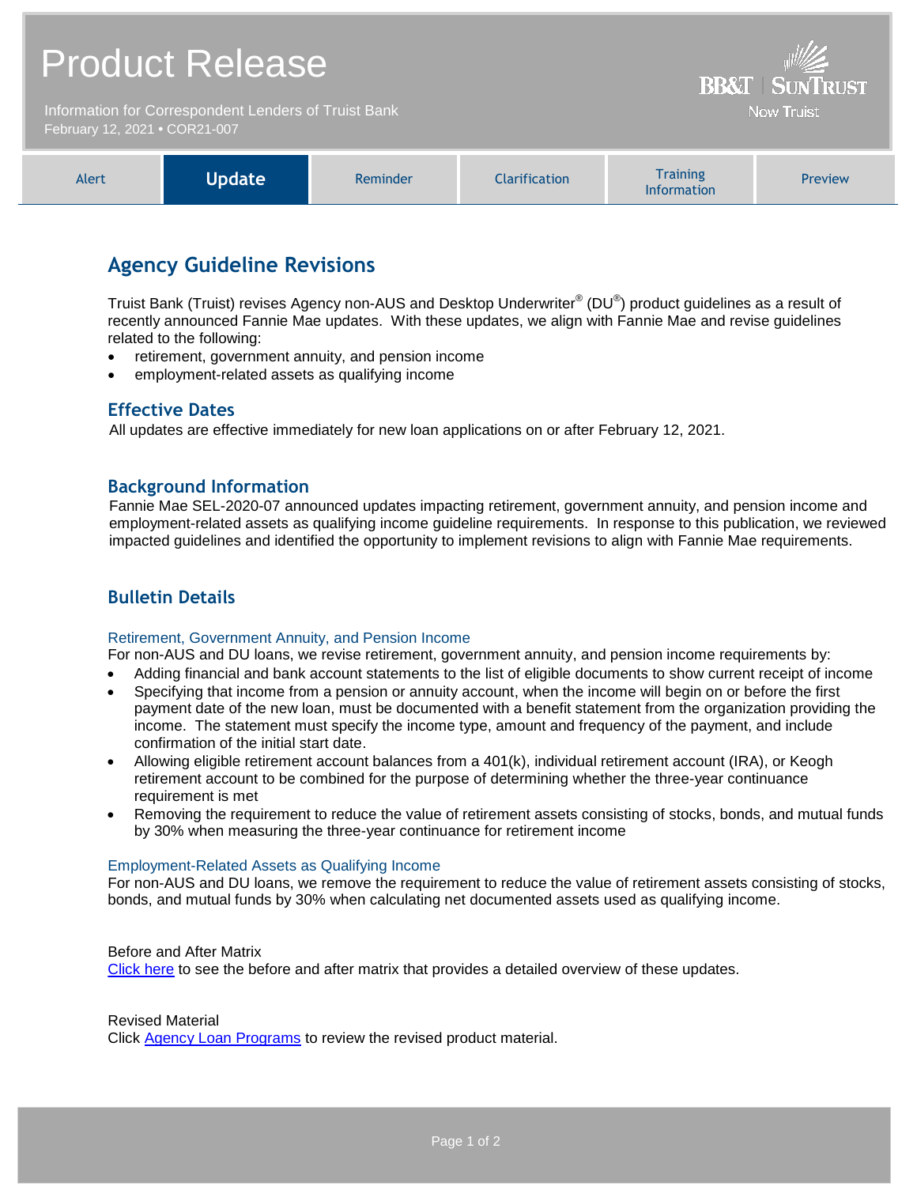# Product Release

Information for Correspondent Lenders of Truist Bank
February 12, 2021 • COR21-007

BB&T | SunTrust
Now Truist

| Alert | **Update** | Reminder | Clarification | Training Information | Preview |
|---|---|---|---|---|---|

## Agency Guideline Revisions

Truist Bank (Truist) revises Agency non-AUS and Desktop Underwriter® (DU®) product guidelines as a result of recently announced Fannie Mae updates. With these updates, we align with Fannie Mae and revise guidelines related to the following:

- retirement, government annuity, and pension income
- employment-related assets as qualifying income

### Effective Dates

All updates are effective immediately for new loan applications on or after February 12, 2021.

### Background Information

Fannie Mae SEL-2020-07 announced updates impacting retirement, government annuity, and pension income and employment-related assets as qualifying income guideline requirements. In response to this publication, we reviewed impacted guidelines and identified the opportunity to implement revisions to align with Fannie Mae requirements.

## Bulletin Details

#### Retirement, Government Annuity, and Pension Income

For non-AUS and DU loans, we revise retirement, government annuity, and pension income requirements by:

- Adding financial and bank account statements to the list of eligible documents to show current receipt of income
- Specifying that income from a pension or annuity account, when the income will begin on or before the first payment date of the new loan, must be documented with a benefit statement from the organization providing the income. The statement must specify the income type, amount and frequency of the payment, and include confirmation of the initial start date.
- Allowing eligible retirement account balances from a 401(k), individual retirement account (IRA), or Keogh retirement account to be combined for the purpose of determining whether the three-year continuance requirement is met
- Removing the requirement to reduce the value of retirement assets consisting of stocks, bonds, and mutual funds by 30% when measuring the three-year continuance for retirement income

#### Employment-Related Assets as Qualifying Income

For non-AUS and DU loans, we remove the requirement to reduce the value of retirement assets consisting of stocks, bonds, and mutual funds by 30% when calculating net documented assets used as qualifying income.

Before and After Matrix

Click here to see the before and after matrix that provides a detailed overview of these updates.

Revised Material

Click Agency Loan Programs to review the revised product material.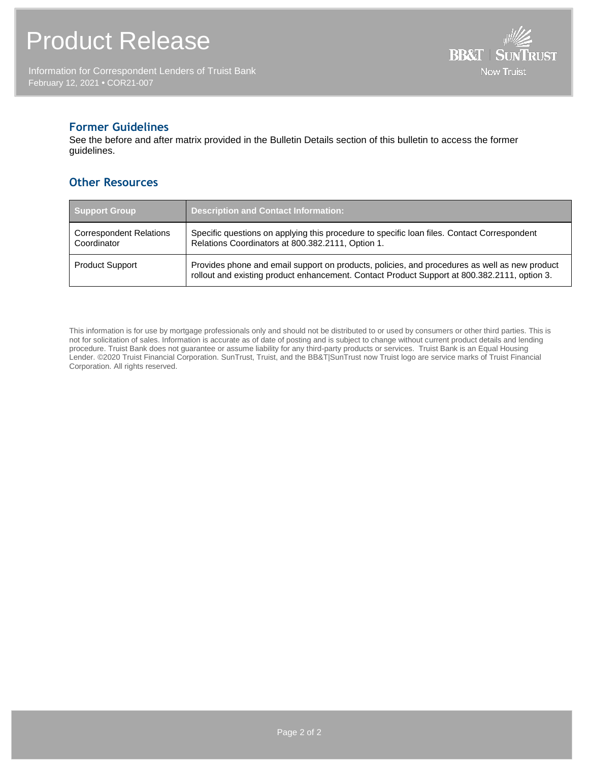## Former Guidelines

See the before and after matrix provided in the Bulletin Details section of this bulletin to access the former guidelines.

## Other Resources

| Support Group | Description and Contact Information: |
|---|---|
| Correspondent Relations Coordinator | Specific questions on applying this procedure to specific loan files. Contact Correspondent Relations Coordinators at 800.382.2111, Option 1. |
| Product Support | Provides phone and email support on products, policies, and procedures as well as new product rollout and existing product enhancement. Contact Product Support at 800.382.2111, option 3. |

This information is for use by mortgage professionals only and should not be distributed to or used by consumers or other third parties. This is not for solicitation of sales. Information is accurate as of date of posting and is subject to change without current product details and lending procedure. Truist Bank does not guarantee or assume liability for any third-party products or services. Truist Bank is an Equal Housing Lender. ©2020 Truist Financial Corporation. SunTrust, Truist, and the BB&T|SunTrust now Truist logo are service marks of Truist Financial Corporation. All rights reserved.